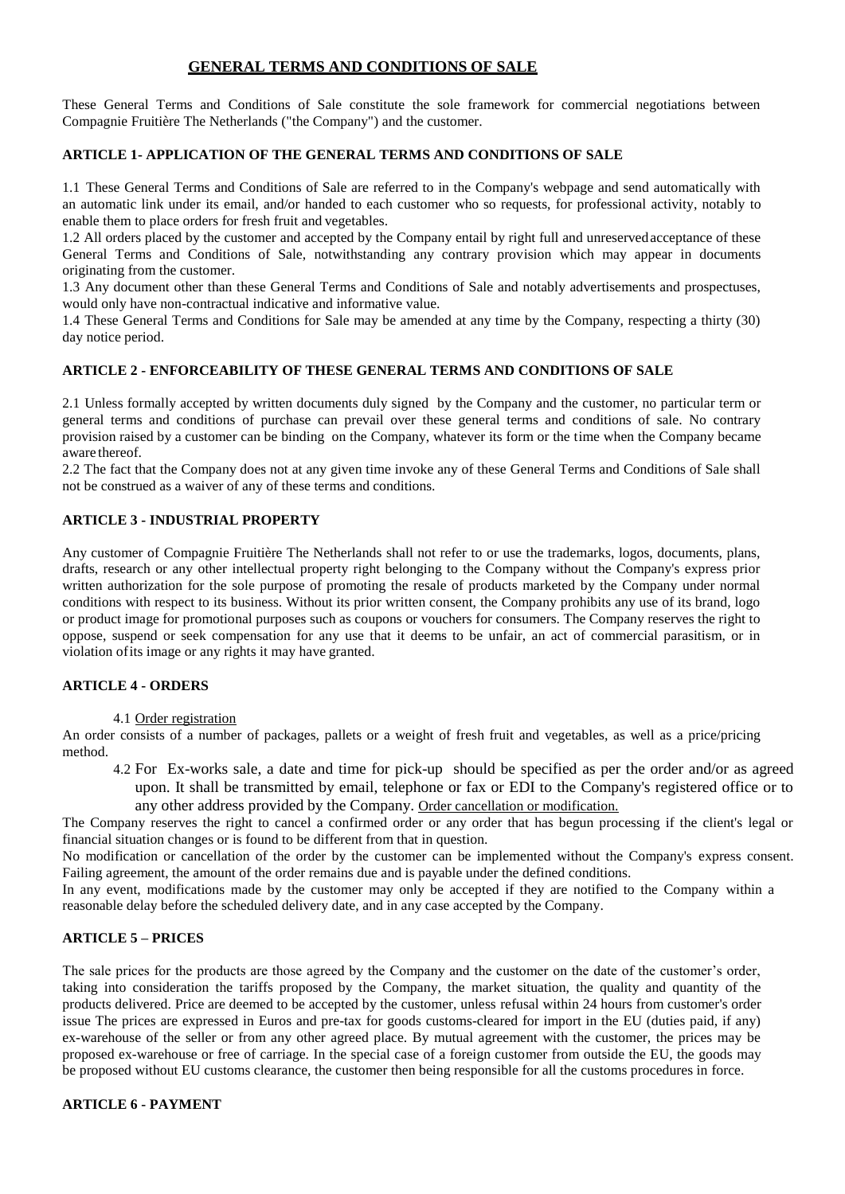# GENERAL TERMS AND CONDITIONS OF SALE

These General Terms and Conditions of Sale constitute the sole framework for commercial negotiations between Compagnie Fruitière The Netherlands ("the Company") and the customer.

### ARTICLE 1- APPLICATION OF THE GENERAL TERMS AND CONDITIONS OF SALE

1.1 These General Terms and Conditions of Sale are referred to in the Company's webpage and send automatically with an automatic link under its email, and/or handed to each customer who so requests, for professional activity, notably to enable them to place orders for fresh fruit and vegetables.

1.2 All orders placed by the customer and accepted by the Company entail by right full and unreserved acceptance of these General Terms and Conditions of Sale, notwithstanding any contrary provision which may appear in documents originating from the customer.

1.3 Any document other than these General Terms and Conditions of Sale and notably advertisements and prospectuses, would only have non-contractual indicative and informative value.

1.4 These General Terms and Conditions for Sale may be amended at any time by the Company, respecting a thirty (30) day notice period.

### ARTICLE 2 - ENFORCEABILITY OF THESE GENERAL TERMS AND CONDITIONS OF SALE

2.1 Unless formally accepted by written documents duly signed by the Company and the customer, no particular term or general terms and conditions of purchase can prevail over these general terms and conditions of sale. No contrary provision raised by a customer can be binding on the Company, whatever its form or the time when the Company became aware thereof.

2.2 The fact that the Company does not at any given time invoke any of these General Terms and Conditions of Sale shall not be construed as a waiver of any of these terms and conditions.

### ARTICLE 3 - INDUSTRIAL PROPERTY

Any customer of Compagnie Fruitière The Netherlands shall not refer to or use the trademarks, logos, documents, plans, drafts, research or any other intellectual property right belonging to the Company without the Company's express prior written authorization for the sole purpose of promoting the resale of products marketed by the Company under normal conditions with respect to its business. Without its prior written consent, the Company prohibits any use of its brand, logo or product image for promotional purposes such as coupons or vouchers for consumers. The Company reserves the right to oppose, suspend or seek compensation for any use that it deems to be unfair, an act of commercial parasitism, or in violation of its image or any rights it may have granted.

### ARTICLE 4 - ORDERS

4.1 Order registration

An order consists of a number of packages, pallets or a weight of fresh fruit and vegetables, as well as a price/pricing method.

4.2 For Ex-works sale, a date and time for pick-up should be specified as per the order and/or as agreed upon. It shall be transmitted by email, telephone or fax or EDI to the Company's registered office or to any other address provided by the Company. Order cancellation or modification.

The Company reserves the right to cancel a confirmed order or any order that has begun processing if the client's legal or financial situation changes or is found to be different from that in question.

No modification or cancellation of the order by the customer can be implemented without the Company's express consent. Failing agreement, the amount of the order remains due and is payable under the defined conditions.

In any event, modifications made by the customer may only be accepted if they are notified to the Company within a reasonable delay before the scheduled delivery date, and in any case accepted by the Company.

### ARTICLE 5 – PRICES

The sale prices for the products are those agreed by the Company and the customer on the date of the customer's order, taking into consideration the tariffs proposed by the Company, the market situation, the quality and quantity of the products delivered. Price are deemed to be accepted by the customer, unless refusal within 24 hours from customer's order issue The prices are expressed in Euros and pre-tax for goods customs-cleared for import in the EU (duties paid, if any) ex-warehouse of the seller or from any other agreed place. By mutual agreement with the customer, the prices may be proposed ex-warehouse or free of carriage. In the special case of a foreign customer from outside the EU, the goods may be proposed without EU customs clearance, the customer then being responsible for all the customs procedures in force.

### ARTICLE 6 - PAYMENT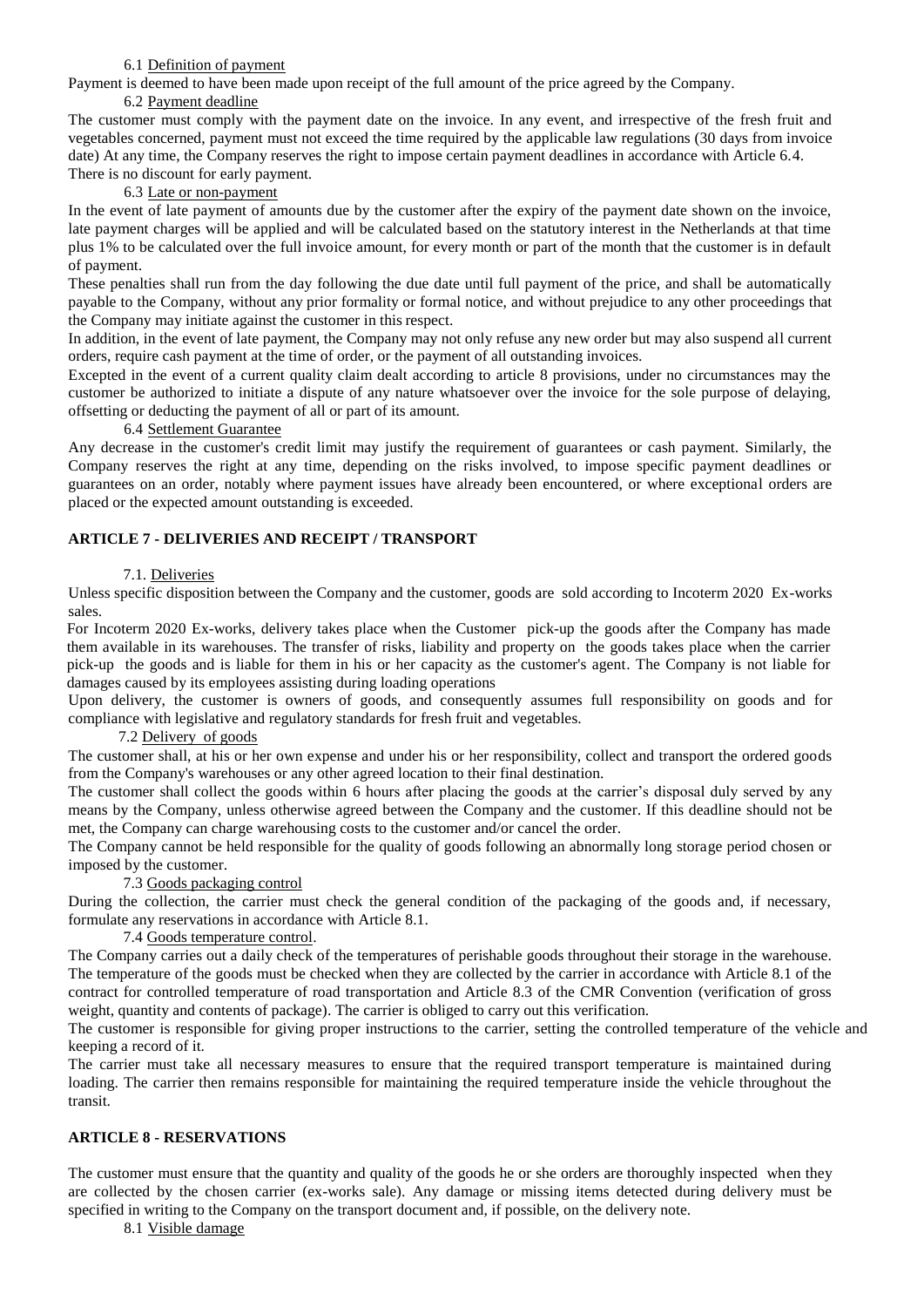#### 6.1 Definition of payment

Payment is deemed to have been made upon receipt of the full amount of the price agreed by the Company.

#### 6.2 Payment deadline

The customer must comply with the payment date on the invoice. In any event, and irrespective of the fresh fruit and vegetables concerned, payment must not exceed the time required by the applicable law regulations (30 days from invoice date) At any time, the Company reserves the right to impose certain payment deadlines in accordance with Article 6.4. There is no discount for early payment.

#### 6.3 Late or non-payment

In the event of late payment of amounts due by the customer after the expiry of the payment date shown on the invoice, late payment charges will be applied and will be calculated based on the statutory interest in the Netherlands at that time plus 1% to be calculated over the full invoice amount, for every month or part of the month that the customer is in default of payment.

These penalties shall run from the day following the due date until full payment of the price, and shall be automatically payable to the Company, without any prior formality or formal notice, and without prejudice to any other proceedings that the Company may initiate against the customer in this respect.

In addition, in the event of late payment, the Company may not only refuse any new order but may also suspend all current orders, require cash payment at the time of order, or the payment of all outstanding invoices.

Excepted in the event of a current quality claim dealt according to article 8 provisions, under no circumstances may the customer be authorized to initiate a dispute of any nature whatsoever over the invoice for the sole purpose of delaying, offsetting or deducting the payment of all or part of its amount.

#### 6.4 Settlement Guarantee

Any decrease in the customer's credit limit may justify the requirement of guarantees or cash payment. Similarly, the Company reserves the right at any time, depending on the risks involved, to impose specific payment deadlines or guarantees on an order, notably where payment issues have already been encountered, or where exceptional orders are placed or the expected amount outstanding is exceeded.

## ARTICLE 7 - DELIVERIES AND RECEIPT / TRANSPORT

#### 7.1. Deliveries

Unless specific disposition between the Company and the customer, goods are sold according to Incoterm 2020 Ex-works sales.

For Incoterm 2020 Ex-works, delivery takes place when the Customer pick-up the goods after the Company has made them available in its warehouses. The transfer of risks, liability and property on the goods takes place when the carrier pick-up the goods and is liable for them in his or her capacity as the customer's agent. The Company is not liable for damages caused by its employees assisting during loading operations

Upon delivery, the customer is owners of goods, and consequently assumes full responsibility on goods and for compliance with legislative and regulatory standards for fresh fruit and vegetables.

#### 7.2 Delivery of goods

The customer shall, at his or her own expense and under his or her responsibility, collect and transport the ordered goods from the Company's warehouses or any other agreed location to their final destination.

The customer shall collect the goods within 6 hours after placing the goods at the carrier's disposal duly served by any means by the Company, unless otherwise agreed between the Company and the customer. If this deadline should not be met, the Company can charge warehousing costs to the customer and/or cancel the order.

The Company cannot be held responsible for the quality of goods following an abnormally long storage period chosen or imposed by the customer.

#### 7.3 Goods packaging control

During the collection, the carrier must check the general condition of the packaging of the goods and, if necessary, formulate any reservations in accordance with Article 8.1.

#### 7.4 Goods temperature control.

The Company carries out a daily check of the temperatures of perishable goods throughout their storage in the warehouse. The temperature of the goods must be checked when they are collected by the carrier in accordance with Article 8.1 of the contract for controlled temperature of road transportation and Article 8.3 of the CMR Convention (verification of gross weight, quantity and contents of package). The carrier is obliged to carry out this verification.

The customer is responsible for giving proper instructions to the carrier, setting the controlled temperature of the vehicle and keeping a record of it.

The carrier must take all necessary measures to ensure that the required transport temperature is maintained during loading. The carrier then remains responsible for maintaining the required temperature inside the vehicle throughout the transit.

## ARTICLE 8 - RESERVATIONS

The customer must ensure that the quantity and quality of the goods he or she orders are thoroughly inspected when they are collected by the chosen carrier (ex-works sale). Any damage or missing items detected during delivery must be specified in writing to the Company on the transport document and, if possible, on the delivery note.

#### 8.1 Visible damage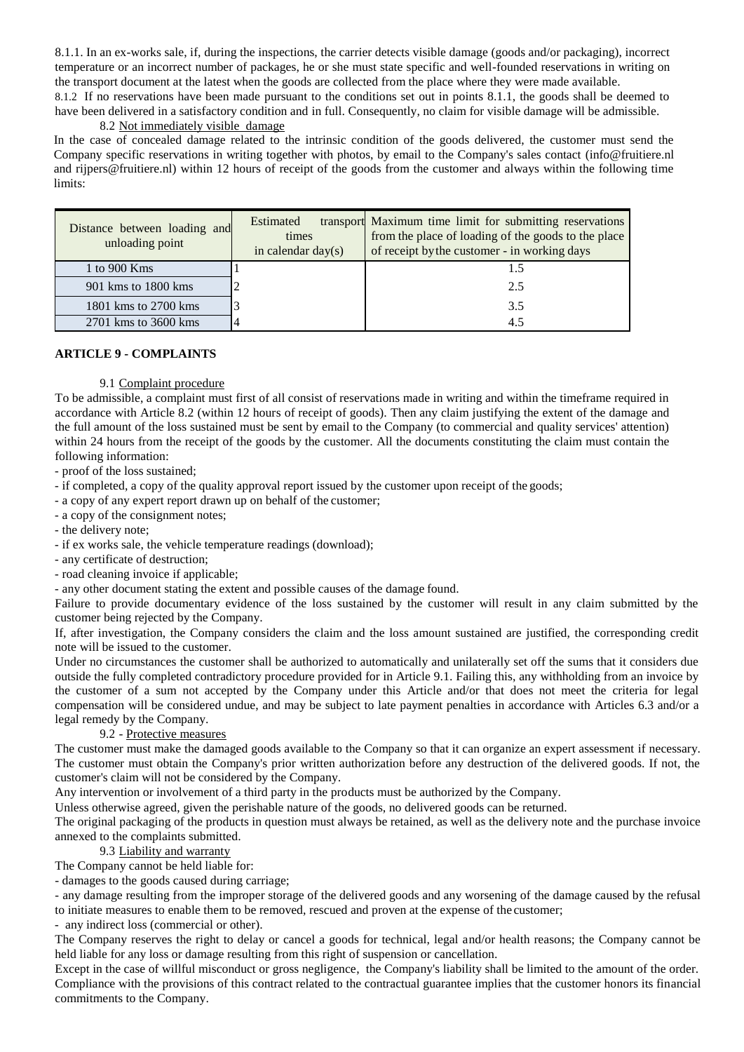8.1.1. In an ex-works sale, if, during the inspections, the carrier detects visible damage (goods and/or packaging), incorrect temperature or an incorrect number of packages, he or she must state specific and well-founded reservations in writing on the transport document at the latest when the goods are collected from the place where they were made available.

8.1.2 If no reservations have been made pursuant to the conditions set out in points 8.1.1, the goods shall be deemed to have been delivered in a satisfactory condition and in full. Consequently, no claim for visible damage will be admissible.

8.2 Not immediately visible damage

In the case of concealed damage related to the intrinsic condition of the goods delivered, the customer must send the Company specific reservations in writing together with photos, by email to the Company's sales contact (info@fruitiere.nl and rijpers@fruitiere.nl) within 12 hours of receipt of the goods from the customer and always within the following time limits:

| Distance between loading and unloading point | Estimated transport times in calendar day(s) | Maximum time limit for submitting reservations from the place of loading of the goods to the place of receipt by the customer - in working days |
|---|---|---|
| 1 to 900 Kms | 1 | 1.5 |
| 901 kms to 1800 kms | 2 | 2.5 |
| 1801 kms to 2700 kms | 3 | 3.5 |
| 2701 kms to 3600 kms | 4 | 4.5 |

## ARTICLE 9 - COMPLAINTS

9.1 Complaint procedure

To be admissible, a complaint must first of all consist of reservations made in writing and within the timeframe required in accordance with Article 8.2 (within 12 hours of receipt of goods). Then any claim justifying the extent of the damage and the full amount of the loss sustained must be sent by email to the Company (to commercial and quality services' attention) within 24 hours from the receipt of the goods by the customer. All the documents constituting the claim must contain the following information:

- proof of the loss sustained;
- if completed, a copy of the quality approval report issued by the customer upon receipt of the goods;
- a copy of any expert report drawn up on behalf of the customer;
- a copy of the consignment notes;
- the delivery note;
- if ex works sale, the vehicle temperature readings (download);
- any certificate of destruction;
- road cleaning invoice if applicable;
- any other document stating the extent and possible causes of the damage found.

Failure to provide documentary evidence of the loss sustained by the customer will result in any claim submitted by the customer being rejected by the Company.

If, after investigation, the Company considers the claim and the loss amount sustained are justified, the corresponding credit note will be issued to the customer.

Under no circumstances the customer shall be authorized to automatically and unilaterally set off the sums that it considers due outside the fully completed contradictory procedure provided for in Article 9.1. Failing this, any withholding from an invoice by the customer of a sum not accepted by the Company under this Article and/or that does not meet the criteria for legal compensation will be considered undue, and may be subject to late payment penalties in accordance with Articles 6.3 and/or a legal remedy by the Company.

9.2 - Protective measures

The customer must make the damaged goods available to the Company so that it can organize an expert assessment if necessary. The customer must obtain the Company's prior written authorization before any destruction of the delivered goods. If not, the customer's claim will not be considered by the Company.

Any intervention or involvement of a third party in the products must be authorized by the Company.

Unless otherwise agreed, given the perishable nature of the goods, no delivered goods can be returned.

The original packaging of the products in question must always be retained, as well as the delivery note and the purchase invoice annexed to the complaints submitted.

9.3 Liability and warranty

The Company cannot be held liable for:

- damages to the goods caused during carriage;
- any damage resulting from the improper storage of the delivered goods and any worsening of the damage caused by the refusal to initiate measures to enable them to be removed, rescued and proven at the expense of the customer;
- any indirect loss (commercial or other).

The Company reserves the right to delay or cancel a goods for technical, legal and/or health reasons; the Company cannot be held liable for any loss or damage resulting from this right of suspension or cancellation.

Except in the case of willful misconduct or gross negligence, the Company's liability shall be limited to the amount of the order.

Compliance with the provisions of this contract related to the contractual guarantee implies that the customer honors its financial commitments to the Company.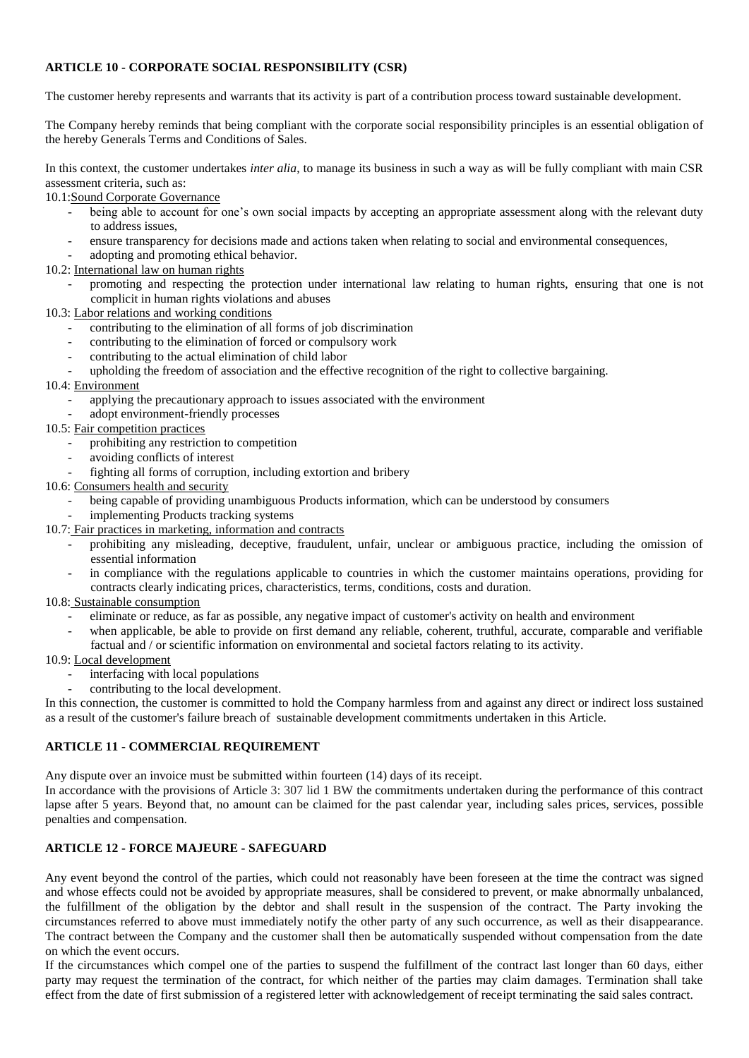**ARTICLE 10 - CORPORATE SOCIAL RESPONSIBILITY (CSR)**

The customer hereby represents and warrants that its activity is part of a contribution process toward sustainable development.

The Company hereby reminds that being compliant with the corporate social responsibility principles is an essential obligation of the hereby Generals Terms and Conditions of Sales.

In this context, the customer undertakes *inter alia*, to manage its business in such a way as will be fully compliant with main CSR assessment criteria, such as:

10.1:Sound Corporate Governance

- being able to account for one's own social impacts by accepting an appropriate assessment along with the relevant duty to address issues,
- ensure transparency for decisions made and actions taken when relating to social and environmental consequences,
- adopting and promoting ethical behavior.

10.2: International law on human rights

- promoting and respecting the protection under international law relating to human rights, ensuring that one is not complicit in human rights violations and abuses

10.3: Labor relations and working conditions

- contributing to the elimination of all forms of job discrimination
- contributing to the elimination of forced or compulsory work
- contributing to the actual elimination of child labor
- upholding the freedom of association and the effective recognition of the right to collective bargaining.

10.4: Environment

- applying the precautionary approach to issues associated with the environment
- adopt environment-friendly processes

10.5: Fair competition practices

- prohibiting any restriction to competition
- avoiding conflicts of interest
- fighting all forms of corruption, including extortion and bribery

10.6: Consumers health and security

- being capable of providing unambiguous Products information, which can be understood by consumers
- implementing Products tracking systems

10.7: Fair practices in marketing, information and contracts

- prohibiting any misleading, deceptive, fraudulent, unfair, unclear or ambiguous practice, including the omission of essential information
- in compliance with the regulations applicable to countries in which the customer maintains operations, providing for contracts clearly indicating prices, characteristics, terms, conditions, costs and duration.

10.8: Sustainable consumption

- eliminate or reduce, as far as possible, any negative impact of customer's activity on health and environment
- when applicable, be able to provide on first demand any reliable, coherent, truthful, accurate, comparable and verifiable factual and / or scientific information on environmental and societal factors relating to its activity.

10.9: Local development

- interfacing with local populations
- contributing to the local development.

In this connection, the customer is committed to hold the Company harmless from and against any direct or indirect loss sustained as a result of the customer's failure breach of sustainable development commitments undertaken in this Article.

**ARTICLE 11 - COMMERCIAL REQUIREMENT**

Any dispute over an invoice must be submitted within fourteen (14) days of its receipt.
In accordance with the provisions of Article 3: 307 lid 1 BW the commitments undertaken during the performance of this contract lapse after 5 years. Beyond that, no amount can be claimed for the past calendar year, including sales prices, services, possible penalties and compensation.

**ARTICLE 12 - FORCE MAJEURE - SAFEGUARD**

Any event beyond the control of the parties, which could not reasonably have been foreseen at the time the contract was signed and whose effects could not be avoided by appropriate measures, shall be considered to prevent, or make abnormally unbalanced, the fulfillment of the obligation by the debtor and shall result in the suspension of the contract. The Party invoking the circumstances referred to above must immediately notify the other party of any such occurrence, as well as their disappearance. The contract between the Company and the customer shall then be automatically suspended without compensation from the date on which the event occurs.

If the circumstances which compel one of the parties to suspend the fulfillment of the contract last longer than 60 days, either party may request the termination of the contract, for which neither of the parties may claim damages. Termination shall take effect from the date of first submission of a registered letter with acknowledgement of receipt terminating the said sales contract.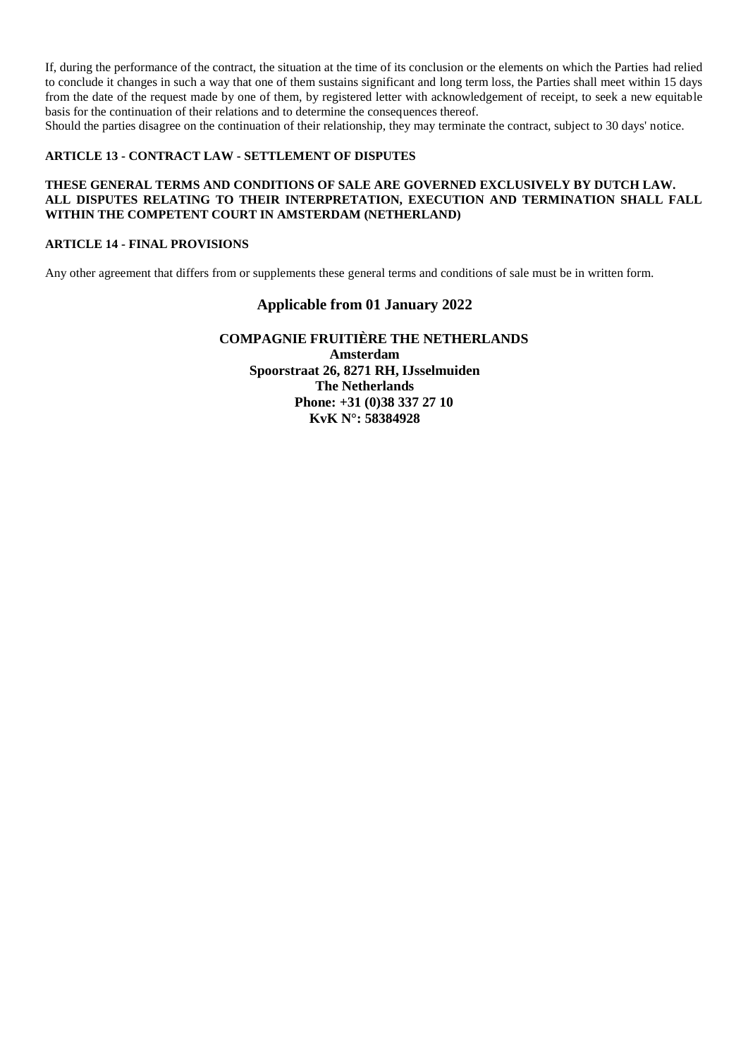If, during the performance of the contract, the situation at the time of its conclusion or the elements on which the Parties had relied to conclude it changes in such a way that one of them sustains significant and long term loss, the Parties shall meet within 15 days from the date of the request made by one of them, by registered letter with acknowledgement of receipt, to seek a new equitable basis for the continuation of their relations and to determine the consequences thereof.
Should the parties disagree on the continuation of their relationship, they may terminate the contract, subject to 30 days' notice.

**ARTICLE 13 - CONTRACT LAW - SETTLEMENT OF DISPUTES**

**THESE GENERAL TERMS AND CONDITIONS OF SALE ARE GOVERNED EXCLUSIVELY BY DUTCH LAW. ALL DISPUTES RELATING TO THEIR INTERPRETATION, EXECUTION AND TERMINATION SHALL FALL WITHIN THE COMPETENT COURT IN AMSTERDAM (NETHERLAND)**

**ARTICLE 14 - FINAL PROVISIONS**

Any other agreement that differs from or supplements these general terms and conditions of sale must be in written form.

**Applicable from 01 January 2022**

**COMPAGNIE FRUITIÈRE THE NETHERLANDS**
**Amsterdam**
**Spoorstraat 26, 8271 RH, IJsselmuiden**
**The Netherlands**
**Phone: +31 (0)38 337 27 10**
**KvK N°: 58384928**